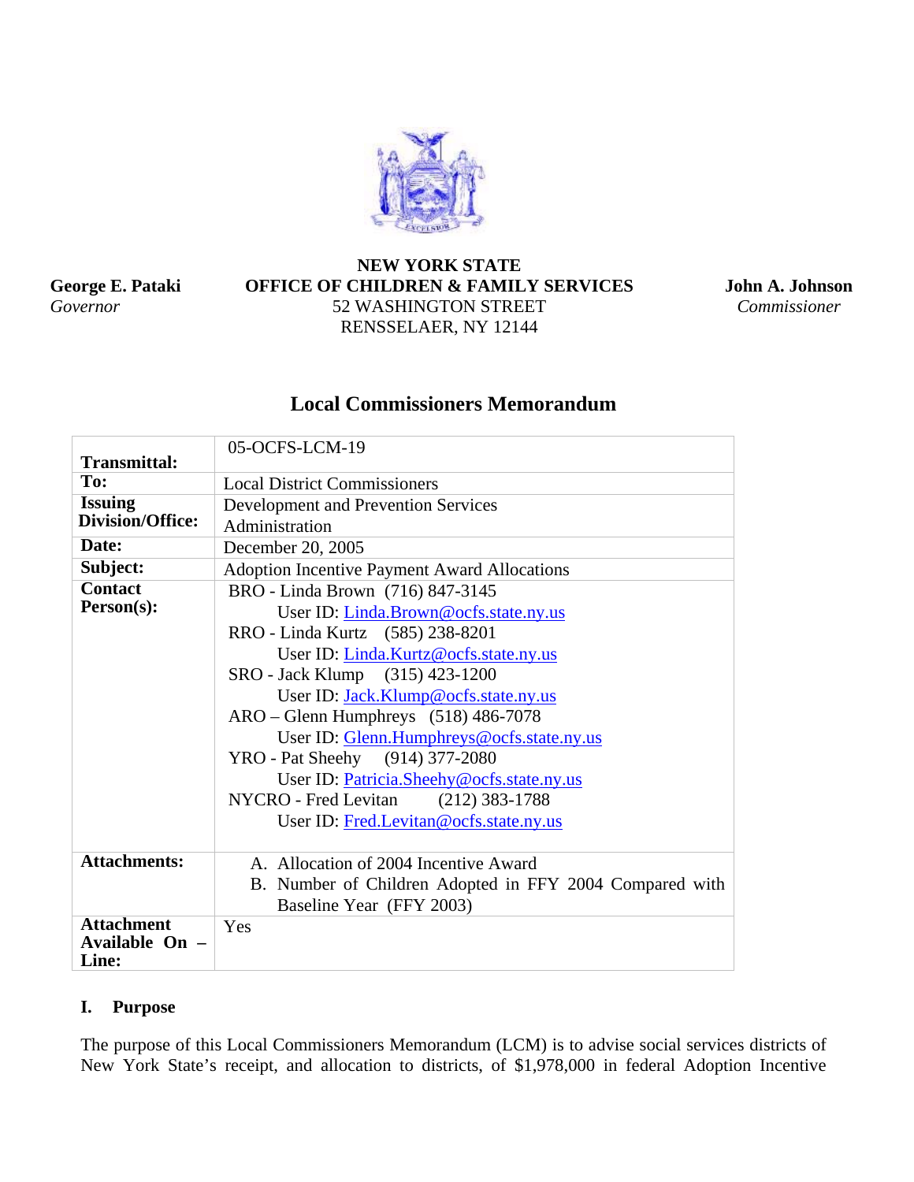**NEW YORK STATE**
**OFFICE OF CHILDREN & FAMILY SERVICES**
52 WASHINGTON STREET
RENSSELAER, NY 12144

**George E. Pataki**
*Governor*

**John A. Johnson**
*Commissioner*

## Local Commissioners Memorandum

| | |
|---|---|
| **Transmittal:** | 05-OCFS-LCM-19 |
| **To:** | Local District Commissioners |
| **Issuing Division/Office:** | Development and Prevention Services Administration |
| **Date:** | December 20, 2005 |
| **Subject:** | Adoption Incentive Payment Award Allocations |
| **Contact Person(s):** | BRO - Linda Brown (716) 847-3145<br>User ID: Linda.Brown@ocfs.state.ny.us<br>RRO - Linda Kurtz (585) 238-8201<br>User ID: Linda.Kurtz@ocfs.state.ny.us<br>SRO - Jack Klump (315) 423-1200<br>User ID: Jack.Klump@ocfs.state.ny.us<br>ARO – Glenn Humphreys (518) 486-7078<br>User ID: Glenn.Humphreys@ocfs.state.ny.us<br>YRO - Pat Sheehy (914) 377-2080<br>User ID: Patricia.Sheehy@ocfs.state.ny.us<br>NYCRO - Fred Levitan (212) 383-1788<br>User ID: Fred.Levitan@ocfs.state.ny.us |
| **Attachments:** | A. Allocation of 2004 Incentive Award<br>B. Number of Children Adopted in FFY 2004 Compared with Baseline Year (FFY 2003) |
| **Attachment Available On – Line:** | Yes |

## I. Purpose

The purpose of this Local Commissioners Memorandum (LCM) is to advise social services districts of New York State's receipt, and allocation to districts, of $1,978,000 in federal Adoption Incentive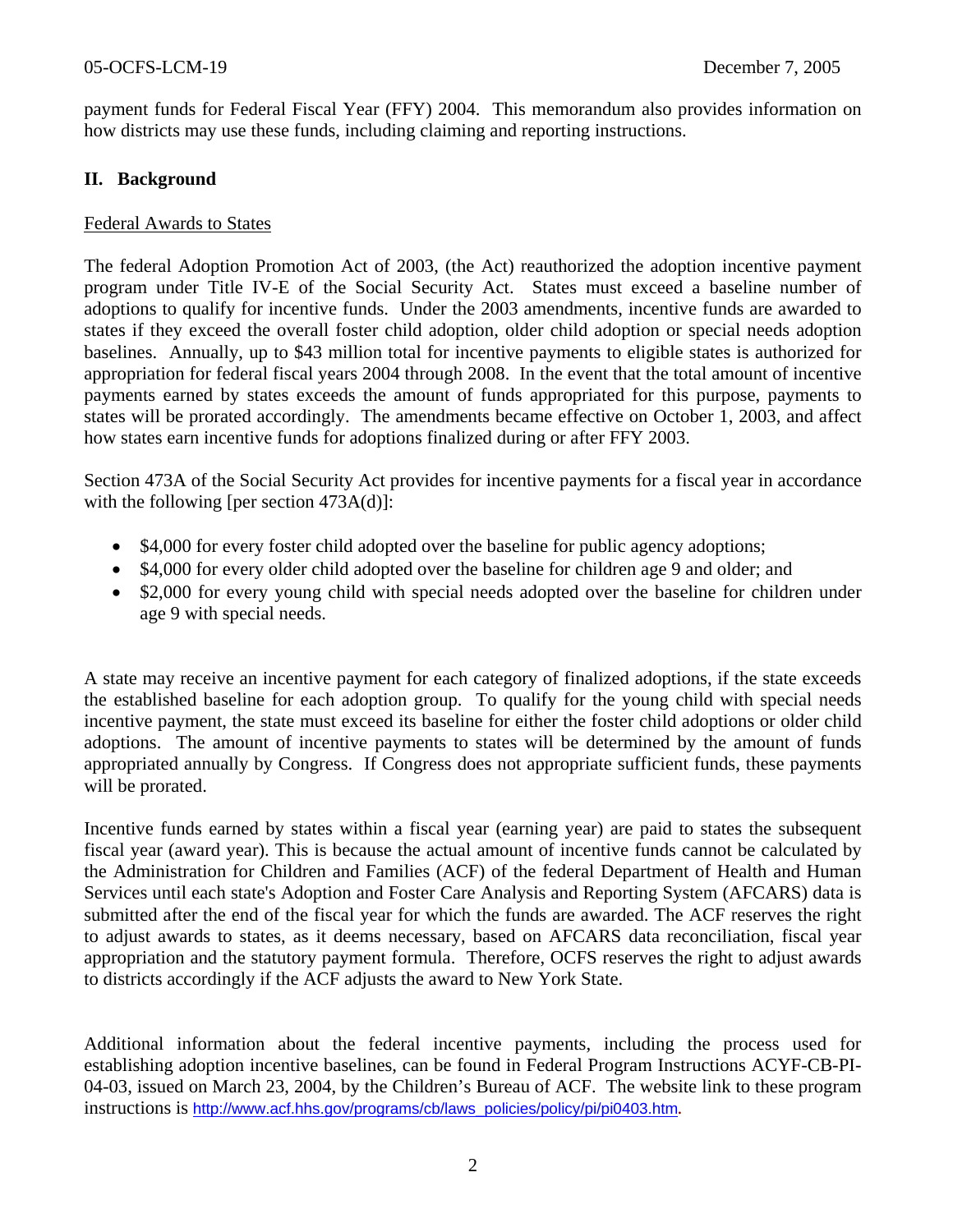payment funds for Federal Fiscal Year (FFY) 2004. This memorandum also provides information on how districts may use these funds, including claiming and reporting instructions.

## II. Background

Federal Awards to States

The federal Adoption Promotion Act of 2003, (the Act) reauthorized the adoption incentive payment program under Title IV-E of the Social Security Act. States must exceed a baseline number of adoptions to qualify for incentive funds. Under the 2003 amendments, incentive funds are awarded to states if they exceed the overall foster child adoption, older child adoption or special needs adoption baselines. Annually, up to $43 million total for incentive payments to eligible states is authorized for appropriation for federal fiscal years 2004 through 2008. In the event that the total amount of incentive payments earned by states exceeds the amount of funds appropriated for this purpose, payments to states will be prorated accordingly. The amendments became effective on October 1, 2003, and affect how states earn incentive funds for adoptions finalized during or after FFY 2003.

Section 473A of the Social Security Act provides for incentive payments for a fiscal year in accordance with the following [per section 473A(d)]:

- $4,000 for every foster child adopted over the baseline for public agency adoptions;
- $4,000 for every older child adopted over the baseline for children age 9 and older; and
- $2,000 for every young child with special needs adopted over the baseline for children under age 9 with special needs.

A state may receive an incentive payment for each category of finalized adoptions, if the state exceeds the established baseline for each adoption group. To qualify for the young child with special needs incentive payment, the state must exceed its baseline for either the foster child adoptions or older child adoptions. The amount of incentive payments to states will be determined by the amount of funds appropriated annually by Congress. If Congress does not appropriate sufficient funds, these payments will be prorated.

Incentive funds earned by states within a fiscal year (earning year) are paid to states the subsequent fiscal year (award year). This is because the actual amount of incentive funds cannot be calculated by the Administration for Children and Families (ACF) of the federal Department of Health and Human Services until each state's Adoption and Foster Care Analysis and Reporting System (AFCARS) data is submitted after the end of the fiscal year for which the funds are awarded. The ACF reserves the right to adjust awards to states, as it deems necessary, based on AFCARS data reconciliation, fiscal year appropriation and the statutory payment formula. Therefore, OCFS reserves the right to adjust awards to districts accordingly if the ACF adjusts the award to New York State.

Additional information about the federal incentive payments, including the process used for establishing adoption incentive baselines, can be found in Federal Program Instructions ACYF-CB-PI-04-03, issued on March 23, 2004, by the Children's Bureau of ACF. The website link to these program instructions is http://www.acf.hhs.gov/programs/cb/laws_policies/policy/pi/pi0403.htm.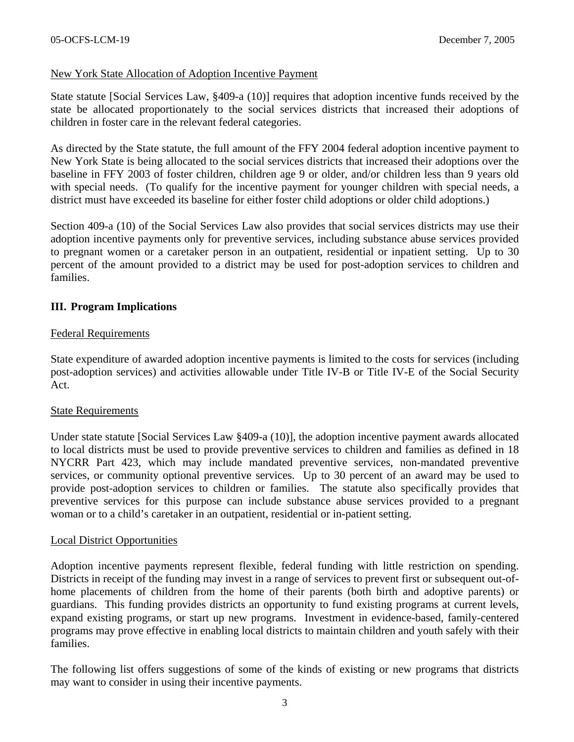New York State Allocation of Adoption Incentive Payment

State statute [Social Services Law, §409-a (10)] requires that adoption incentive funds received by the state be allocated proportionately to the social services districts that increased their adoptions of children in foster care in the relevant federal categories.

As directed by the State statute, the full amount of the FFY 2004 federal adoption incentive payment to New York State is being allocated to the social services districts that increased their adoptions over the baseline in FFY 2003 of foster children, children age 9 or older, and/or children less than 9 years old with special needs. (To qualify for the incentive payment for younger children with special needs, a district must have exceeded its baseline for either foster child adoptions or older child adoptions.)

Section 409-a (10) of the Social Services Law also provides that social services districts may use their adoption incentive payments only for preventive services, including substance abuse services provided to pregnant women or a caretaker person in an outpatient, residential or inpatient setting. Up to 30 percent of the amount provided to a district may be used for post-adoption services to children and families.

## III. Program Implications

Federal Requirements

State expenditure of awarded adoption incentive payments is limited to the costs for services (including post-adoption services) and activities allowable under Title IV-B or Title IV-E of the Social Security Act.

State Requirements

Under state statute [Social Services Law §409-a (10)], the adoption incentive payment awards allocated to local districts must be used to provide preventive services to children and families as defined in 18 NYCRR Part 423, which may include mandated preventive services, non-mandated preventive services, or community optional preventive services. Up to 30 percent of an award may be used to provide post-adoption services to children or families. The statute also specifically provides that preventive services for this purpose can include substance abuse services provided to a pregnant woman or to a child's caretaker in an outpatient, residential or in-patient setting.

Local District Opportunities

Adoption incentive payments represent flexible, federal funding with little restriction on spending. Districts in receipt of the funding may invest in a range of services to prevent first or subsequent out-of-home placements of children from the home of their parents (both birth and adoptive parents) or guardians. This funding provides districts an opportunity to fund existing programs at current levels, expand existing programs, or start up new programs. Investment in evidence-based, family-centered programs may prove effective in enabling local districts to maintain children and youth safely with their families.

The following list offers suggestions of some of the kinds of existing or new programs that districts may want to consider in using their incentive payments.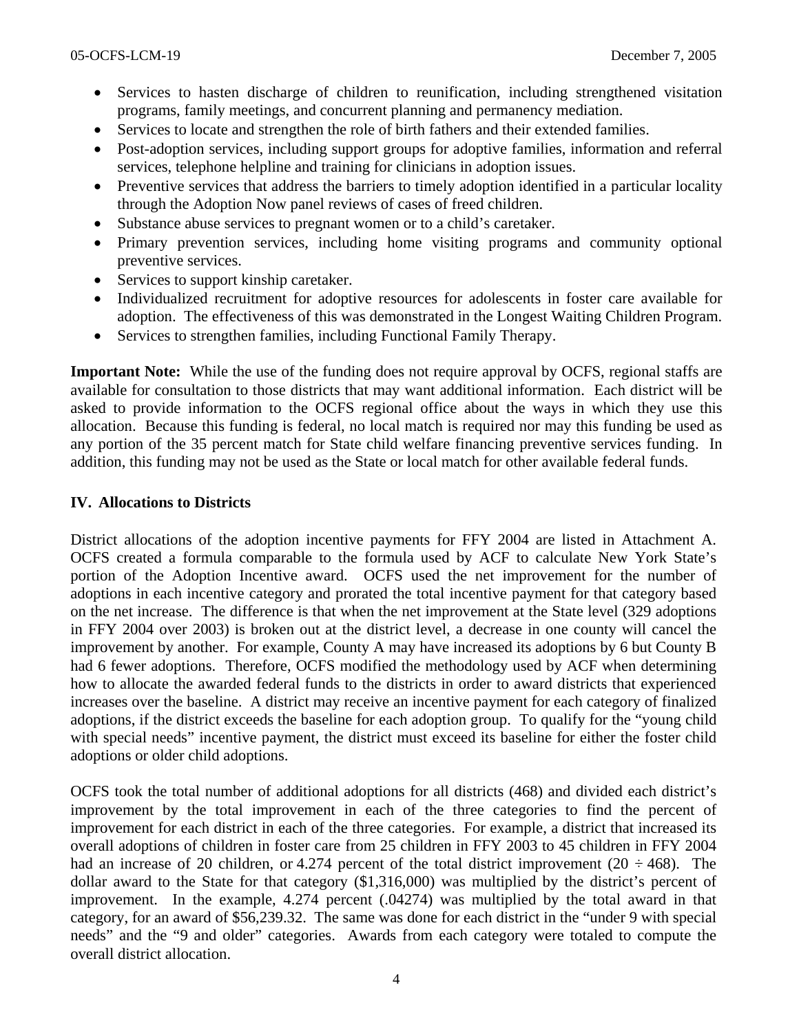- Services to hasten discharge of children to reunification, including strengthened visitation programs, family meetings, and concurrent planning and permanency mediation.
- Services to locate and strengthen the role of birth fathers and their extended families.
- Post-adoption services, including support groups for adoptive families, information and referral services, telephone helpline and training for clinicians in adoption issues.
- Preventive services that address the barriers to timely adoption identified in a particular locality through the Adoption Now panel reviews of cases of freed children.
- Substance abuse services to pregnant women or to a child's caretaker.
- Primary prevention services, including home visiting programs and community optional preventive services.
- Services to support kinship caretaker.
- Individualized recruitment for adoptive resources for adolescents in foster care available for adoption. The effectiveness of this was demonstrated in the Longest Waiting Children Program.
- Services to strengthen families, including Functional Family Therapy.

**Important Note:** While the use of the funding does not require approval by OCFS, regional staffs are available for consultation to those districts that may want additional information. Each district will be asked to provide information to the OCFS regional office about the ways in which they use this allocation. Because this funding is federal, no local match is required nor may this funding be used as any portion of the 35 percent match for State child welfare financing preventive services funding. In addition, this funding may not be used as the State or local match for other available federal funds.

## IV. Allocations to Districts

District allocations of the adoption incentive payments for FFY 2004 are listed in Attachment A. OCFS created a formula comparable to the formula used by ACF to calculate New York State's portion of the Adoption Incentive award. OCFS used the net improvement for the number of adoptions in each incentive category and prorated the total incentive payment for that category based on the net increase. The difference is that when the net improvement at the State level (329 adoptions in FFY 2004 over 2003) is broken out at the district level, a decrease in one county will cancel the improvement by another. For example, County A may have increased its adoptions by 6 but County B had 6 fewer adoptions. Therefore, OCFS modified the methodology used by ACF when determining how to allocate the awarded federal funds to the districts in order to award districts that experienced increases over the baseline. A district may receive an incentive payment for each category of finalized adoptions, if the district exceeds the baseline for each adoption group. To qualify for the "young child with special needs" incentive payment, the district must exceed its baseline for either the foster child adoptions or older child adoptions.

OCFS took the total number of additional adoptions for all districts (468) and divided each district's improvement by the total improvement in each of the three categories to find the percent of improvement for each district in each of the three categories. For example, a district that increased its overall adoptions of children in foster care from 25 children in FFY 2003 to 45 children in FFY 2004 had an increase of 20 children, or 4.274 percent of the total district improvement (20 ÷ 468). The dollar award to the State for that category ($1,316,000) was multiplied by the district's percent of improvement. In the example, 4.274 percent (.04274) was multiplied by the total award in that category, for an award of $56,239.32. The same was done for each district in the "under 9 with special needs" and the "9 and older" categories. Awards from each category were totaled to compute the overall district allocation.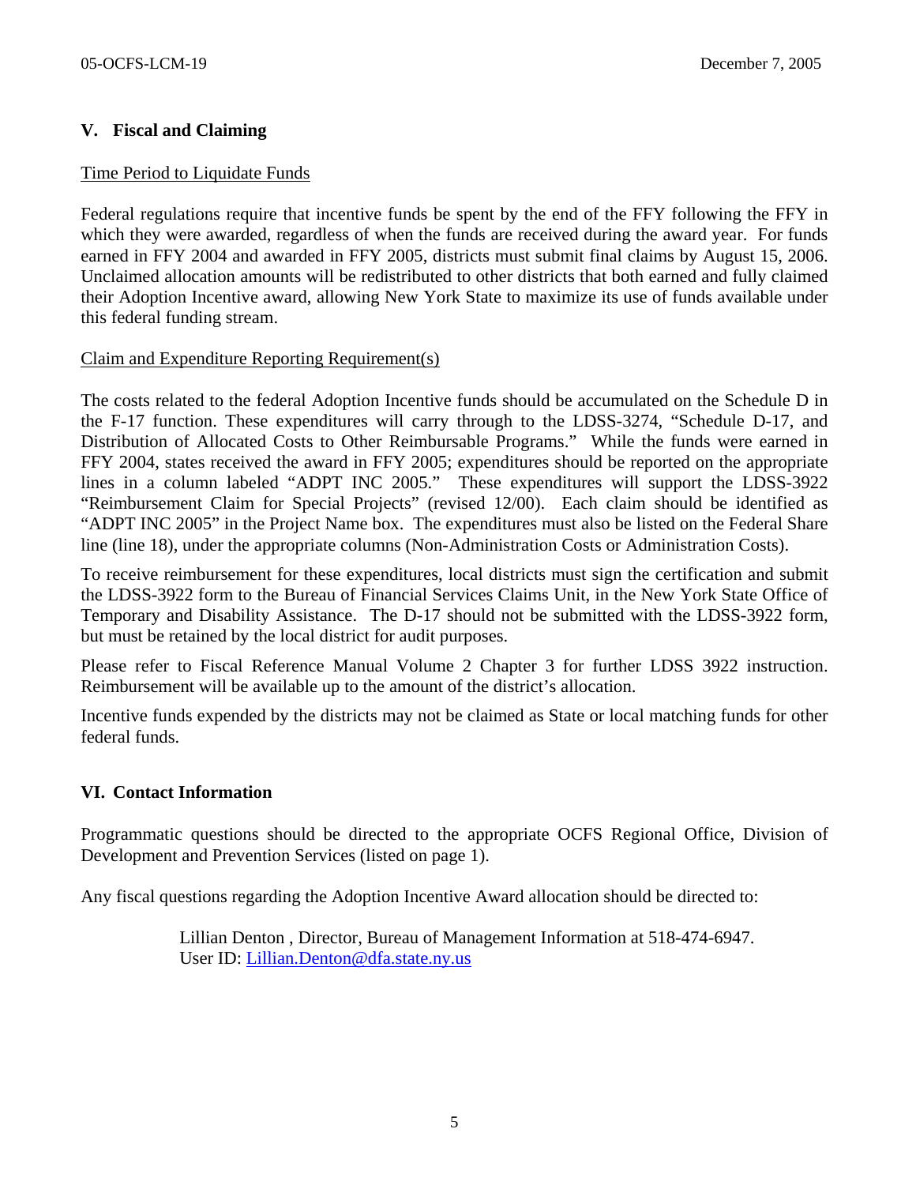## V. Fiscal and Claiming

Time Period to Liquidate Funds

Federal regulations require that incentive funds be spent by the end of the FFY following the FFY in which they were awarded, regardless of when the funds are received during the award year. For funds earned in FFY 2004 and awarded in FFY 2005, districts must submit final claims by August 15, 2006. Unclaimed allocation amounts will be redistributed to other districts that both earned and fully claimed their Adoption Incentive award, allowing New York State to maximize its use of funds available under this federal funding stream.

Claim and Expenditure Reporting Requirement(s)

The costs related to the federal Adoption Incentive funds should be accumulated on the Schedule D in the F-17 function. These expenditures will carry through to the LDSS-3274, "Schedule D-17, and Distribution of Allocated Costs to Other Reimbursable Programs." While the funds were earned in FFY 2004, states received the award in FFY 2005; expenditures should be reported on the appropriate lines in a column labeled "ADPT INC 2005." These expenditures will support the LDSS-3922 "Reimbursement Claim for Special Projects" (revised 12/00). Each claim should be identified as "ADPT INC 2005" in the Project Name box. The expenditures must also be listed on the Federal Share line (line 18), under the appropriate columns (Non-Administration Costs or Administration Costs).

To receive reimbursement for these expenditures, local districts must sign the certification and submit the LDSS-3922 form to the Bureau of Financial Services Claims Unit, in the New York State Office of Temporary and Disability Assistance. The D-17 should not be submitted with the LDSS-3922 form, but must be retained by the local district for audit purposes.

Please refer to Fiscal Reference Manual Volume 2 Chapter 3 for further LDSS 3922 instruction. Reimbursement will be available up to the amount of the district's allocation.

Incentive funds expended by the districts may not be claimed as State or local matching funds for other federal funds.

## VI. Contact Information

Programmatic questions should be directed to the appropriate OCFS Regional Office, Division of Development and Prevention Services (listed on page 1).

Any fiscal questions regarding the Adoption Incentive Award allocation should be directed to:

> Lillian Denton , Director, Bureau of Management Information at 518-474-6947.
> User ID: Lillian.Denton@dfa.state.ny.us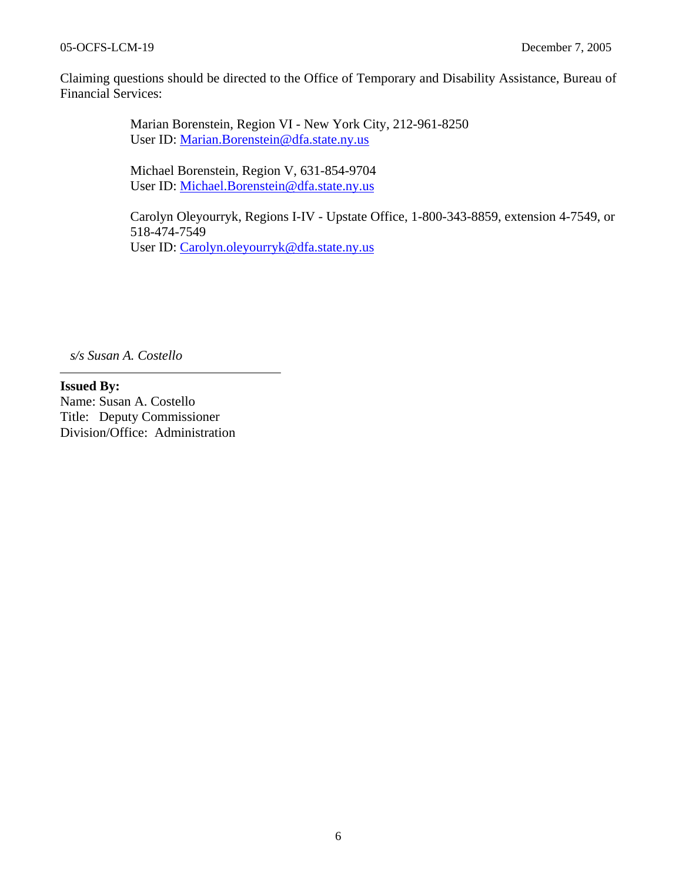Claiming questions should be directed to the Office of Temporary and Disability Assistance, Bureau of Financial Services:

Marian Borenstein, Region VI - New York City, 212-961-8250
User ID: Marian.Borenstein@dfa.state.ny.us

Michael Borenstein, Region V, 631-854-9704
User ID: Michael.Borenstein@dfa.state.ny.us

Carolyn Oleyourryk, Regions I-IV - Upstate Office, 1-800-343-8859, extension 4-7549, or 518-474-7549
User ID: Carolyn.oleyourryk@dfa.state.ny.us

*s/s Susan A. Costello*

**Issued By:**
Name: Susan A. Costello
Title: Deputy Commissioner
Division/Office: Administration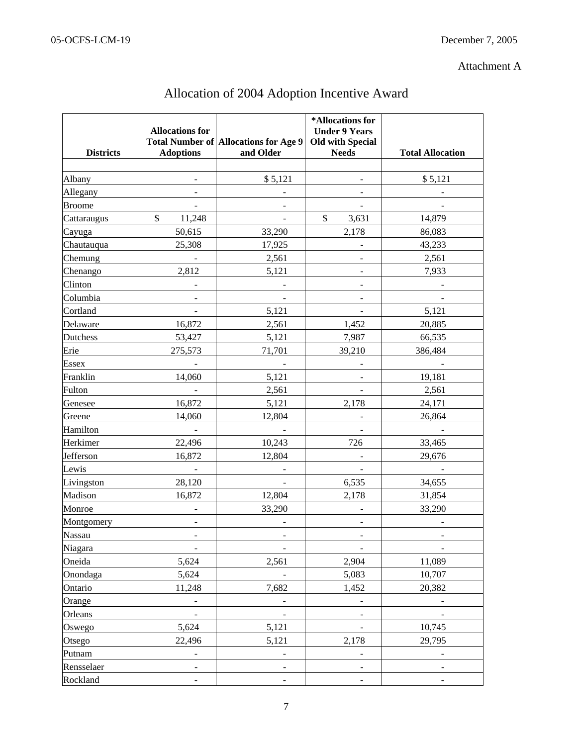Attachment A

# Allocation of 2004 Adoption Incentive Award

| Districts | Allocations for Total Number of Adoptions | Allocations for Age 9 and Older | *Allocations for Under 9 Years Old with Special Needs | Total Allocation |
|---|---|---|---|---|
| | | | | |
| Albany | - | $ 5,121 | - | $ 5,121 |
| Allegany | - | - | - | - |
| Broome | - | - | - | - |
| Cattaraugus | $ 11,248 | - | $ 3,631 | 14,879 |
| Cayuga | 50,615 | 33,290 | 2,178 | 86,083 |
| Chautauqua | 25,308 | 17,925 | - | 43,233 |
| Chemung | - | 2,561 | - | 2,561 |
| Chenango | 2,812 | 5,121 | - | 7,933 |
| Clinton | - | - | - | - |
| Columbia | - | - | - | - |
| Cortland | - | 5,121 | - | 5,121 |
| Delaware | 16,872 | 2,561 | 1,452 | 20,885 |
| Dutchess | 53,427 | 5,121 | 7,987 | 66,535 |
| Erie | 275,573 | 71,701 | 39,210 | 386,484 |
| Essex | - | - | - | - |
| Franklin | 14,060 | 5,121 | - | 19,181 |
| Fulton | - | 2,561 | - | 2,561 |
| Genesee | 16,872 | 5,121 | 2,178 | 24,171 |
| Greene | 14,060 | 12,804 | - | 26,864 |
| Hamilton | - | - | - | - |
| Herkimer | 22,496 | 10,243 | 726 | 33,465 |
| Jefferson | 16,872 | 12,804 | - | 29,676 |
| Lewis | - | - | - | - |
| Livingston | 28,120 | - | 6,535 | 34,655 |
| Madison | 16,872 | 12,804 | 2,178 | 31,854 |
| Monroe | - | 33,290 | - | 33,290 |
| Montgomery | - | - | - | - |
| Nassau | - | - | - | - |
| Niagara | - | - | - | - |
| Oneida | 5,624 | 2,561 | 2,904 | 11,089 |
| Onondaga | 5,624 | - | 5,083 | 10,707 |
| Ontario | 11,248 | 7,682 | 1,452 | 20,382 |
| Orange | - | - | - | - |
| Orleans | - | - | - | - |
| Oswego | 5,624 | 5,121 | - | 10,745 |
| Otsego | 22,496 | 5,121 | 2,178 | 29,795 |
| Putnam | - | - | - | - |
| Rensselaer | - | - | - | - |
| Rockland | - | - | - | - |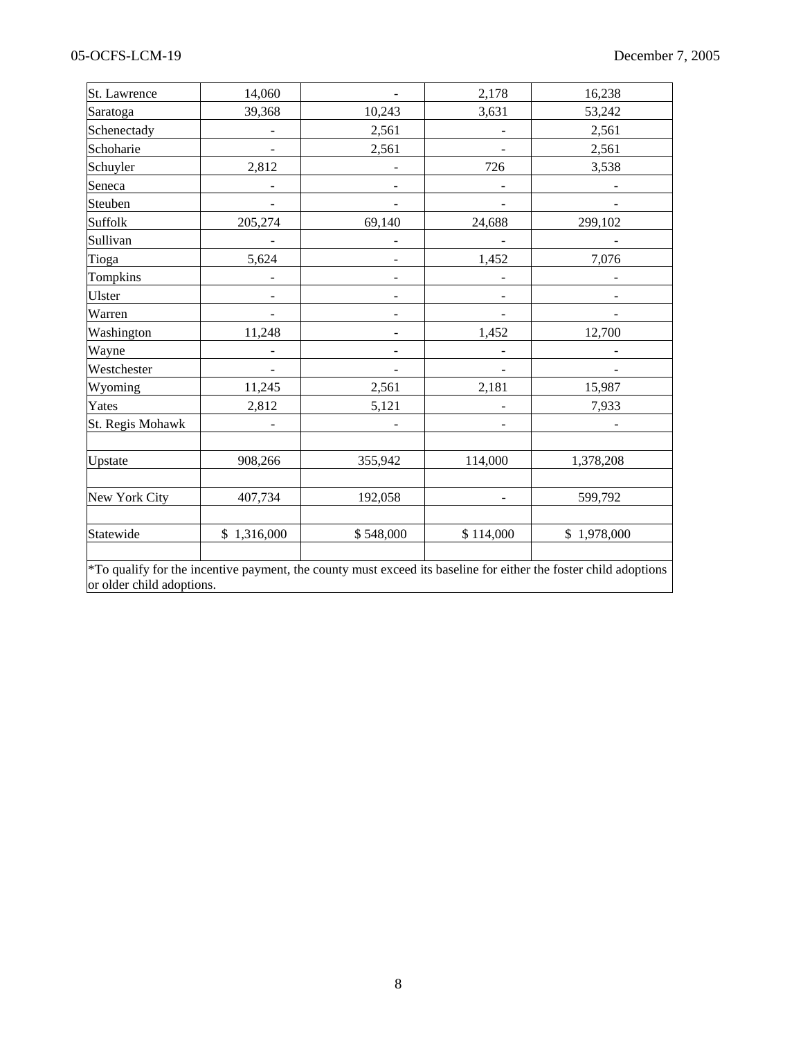| | | | | |
|---|---|---|---|---|
| St. Lawrence | 14,060 | - | 2,178 | 16,238 |
| Saratoga | 39,368 | 10,243 | 3,631 | 53,242 |
| Schenectady | - | 2,561 | - | 2,561 |
| Schoharie | - | 2,561 | - | 2,561 |
| Schuyler | 2,812 | - | 726 | 3,538 |
| Seneca | - | - | - | - |
| Steuben | - | - | - | - |
| Suffolk | 205,274 | 69,140 | 24,688 | 299,102 |
| Sullivan | - | - | - | - |
| Tioga | 5,624 | - | 1,452 | 7,076 |
| Tompkins | - | - | - | - |
| Ulster | - | - | - | - |
| Warren | - | - | - | - |
| Washington | 11,248 | - | 1,452 | 12,700 |
| Wayne | - | - | - | - |
| Westchester | - | - | - | - |
| Wyoming | 11,245 | 2,561 | 2,181 | 15,987 |
| Yates | 2,812 | 5,121 | - | 7,933 |
| St. Regis Mohawk | - | - | - | - |
| | | | | |
| Upstate | 908,266 | 355,942 | 114,000 | 1,378,208 |
| | | | | |
| New York City | 407,734 | 192,058 | - | 599,792 |
| | | | | |
| Statewide | $ 1,316,000 | $ 548,000 | $ 114,000 | $ 1,978,000 |

*To qualify for the incentive payment, the county must exceed its baseline for either the foster child adoptions or older child adoptions.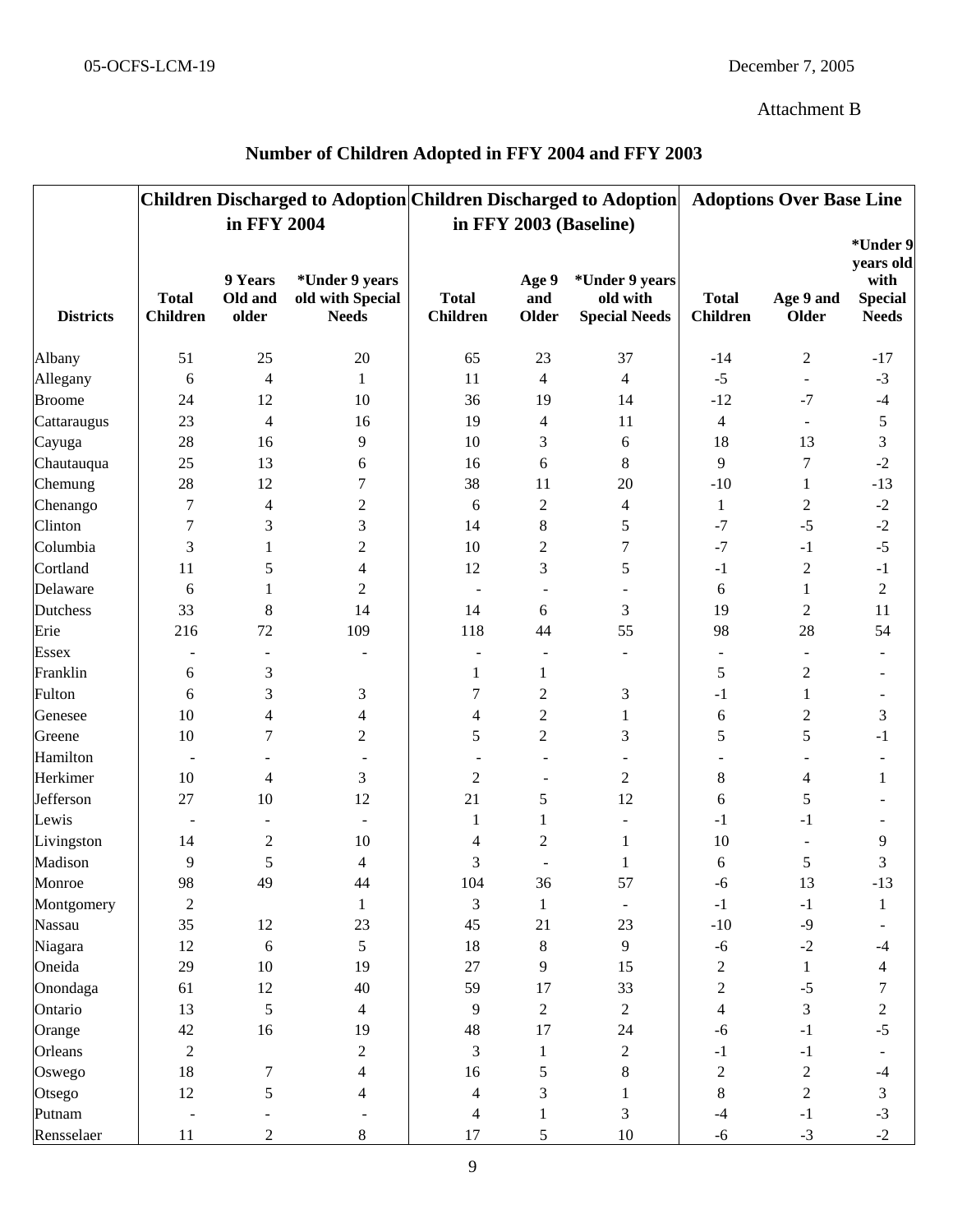Attachment B

## Number of Children Adopted in FFY 2004 and FFY 2003

| | Children Discharged to Adoption in FFY 2004 | | | Children Discharged to Adoption in FFY 2003 (Baseline) | | | Adoptions Over Base Line | | |
|---|---|---|---|---|---|---|---|---|---|
| **Districts** | **Total Children** | **9 Years Old and older** | ***Under 9 years old with Special Needs** | **Total Children** | **Age 9 and Older** | ***Under 9 years old with Special Needs** | **Total Children** | **Age 9 and Older** | ***Under 9 years old with Special Needs** |
| Albany | 51 | 25 | 20 | 65 | 23 | 37 | -14 | 2 | -17 |
| Allegany | 6 | 4 | 1 | 11 | 4 | 4 | -5 | - | -3 |
| Broome | 24 | 12 | 10 | 36 | 19 | 14 | -12 | -7 | -4 |
| Cattaraugus | 23 | 4 | 16 | 19 | 4 | 11 | 4 | - | 5 |
| Cayuga | 28 | 16 | 9 | 10 | 3 | 6 | 18 | 13 | 3 |
| Chautauqua | 25 | 13 | 6 | 16 | 6 | 8 | 9 | 7 | -2 |
| Chemung | 28 | 12 | 7 | 38 | 11 | 20 | -10 | 1 | -13 |
| Chenango | 7 | 4 | 2 | 6 | 2 | 4 | 1 | 2 | -2 |
| Clinton | 7 | 3 | 3 | 14 | 8 | 5 | -7 | -5 | -2 |
| Columbia | 3 | 1 | 2 | 10 | 2 | 7 | -7 | -1 | -5 |
| Cortland | 11 | 5 | 4 | 12 | 3 | 5 | -1 | 2 | -1 |
| Delaware | 6 | 1 | 2 | - | - | - | 6 | 1 | 2 |
| Dutchess | 33 | 8 | 14 | 14 | 6 | 3 | 19 | 2 | 11 |
| Erie | 216 | 72 | 109 | 118 | 44 | 55 | 98 | 28 | 54 |
| Essex | - | - | - | - | - | - | - | - | - |
| Franklin | 6 | 3 | | 1 | 1 | | 5 | 2 | - |
| Fulton | 6 | 3 | 3 | 7 | 2 | 3 | -1 | 1 | - |
| Genesee | 10 | 4 | 4 | 4 | 2 | 1 | 6 | 2 | 3 |
| Greene | 10 | 7 | 2 | 5 | 2 | 3 | 5 | 5 | -1 |
| Hamilton | - | - | - | - | - | - | - | - | - |
| Herkimer | 10 | 4 | 3 | 2 | - | 2 | 8 | 4 | 1 |
| Jefferson | 27 | 10 | 12 | 21 | 5 | 12 | 6 | 5 | - |
| Lewis | - | - | - | 1 | 1 | - | -1 | -1 | - |
| Livingston | 14 | 2 | 10 | 4 | 2 | 1 | 10 | - | 9 |
| Madison | 9 | 5 | 4 | 3 | - | 1 | 6 | 5 | 3 |
| Monroe | 98 | 49 | 44 | 104 | 36 | 57 | -6 | 13 | -13 |
| Montgomery | 2 | | 1 | 3 | 1 | - | -1 | -1 | 1 |
| Nassau | 35 | 12 | 23 | 45 | 21 | 23 | -10 | -9 | - |
| Niagara | 12 | 6 | 5 | 18 | 8 | 9 | -6 | -2 | -4 |
| Oneida | 29 | 10 | 19 | 27 | 9 | 15 | 2 | 1 | 4 |
| Onondaga | 61 | 12 | 40 | 59 | 17 | 33 | 2 | -5 | 7 |
| Ontario | 13 | 5 | 4 | 9 | 2 | 2 | 4 | 3 | 2 |
| Orange | 42 | 16 | 19 | 48 | 17 | 24 | -6 | -1 | -5 |
| Orleans | 2 | | 2 | 3 | 1 | 2 | -1 | -1 | - |
| Oswego | 18 | 7 | 4 | 16 | 5 | 8 | 2 | 2 | -4 |
| Otsego | 12 | 5 | 4 | 4 | 3 | 1 | 8 | 2 | 3 |
| Putnam | - | - | - | 4 | 1 | 3 | -4 | -1 | -3 |
| Rensselaer | 11 | 2 | 8 | 17 | 5 | 10 | -6 | -3 | -2 |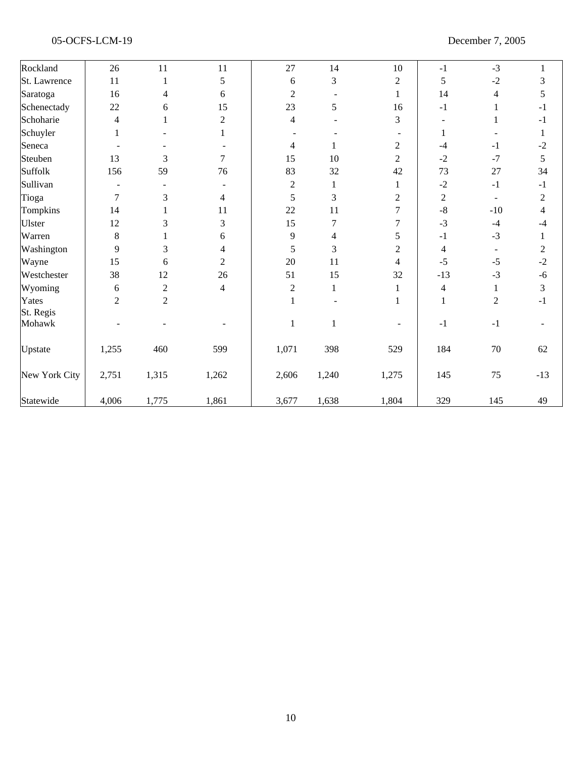| | | | | | | | | | |
|---|---|---|---|---|---|---|---|---|---|
| Rockland | 26 | 11 | 11 | 27 | 14 | 10 | -1 | -3 | 1 |
| St. Lawrence | 11 | 1 | 5 | 6 | 3 | 2 | 5 | -2 | 3 |
| Saratoga | 16 | 4 | 6 | 2 | - | 1 | 14 | 4 | 5 |
| Schenectady | 22 | 6 | 15 | 23 | 5 | 16 | -1 | 1 | -1 |
| Schoharie | 4 | 1 | 2 | 4 | - | 3 | - | 1 | -1 |
| Schuyler | 1 | - | 1 | - | - | - | 1 | - | 1 |
| Seneca | - | - | - | 4 | 1 | 2 | -4 | -1 | -2 |
| Steuben | 13 | 3 | 7 | 15 | 10 | 2 | -2 | -7 | 5 |
| Suffolk | 156 | 59 | 76 | 83 | 32 | 42 | 73 | 27 | 34 |
| Sullivan | - | - | - | 2 | 1 | 1 | -2 | -1 | -1 |
| Tioga | 7 | 3 | 4 | 5 | 3 | 2 | 2 | - | 2 |
| Tompkins | 14 | 1 | 11 | 22 | 11 | 7 | -8 | -10 | 4 |
| Ulster | 12 | 3 | 3 | 15 | 7 | 7 | -3 | -4 | -4 |
| Warren | 8 | 1 | 6 | 9 | 4 | 5 | -1 | -3 | 1 |
| Washington | 9 | 3 | 4 | 5 | 3 | 2 | 4 | - | 2 |
| Wayne | 15 | 6 | 2 | 20 | 11 | 4 | -5 | -5 | -2 |
| Westchester | 38 | 12 | 26 | 51 | 15 | 32 | -13 | -3 | -6 |
| Wyoming | 6 | 2 | 4 | 2 | 1 | 1 | 4 | 1 | 3 |
| Yates | 2 | 2 | | 1 | - | 1 | 1 | 2 | -1 |
| St. Regis Mohawk | - | - | - | 1 | 1 | - | -1 | -1 | - |
| Upstate | 1,255 | 460 | 599 | 1,071 | 398 | 529 | 184 | 70 | 62 |
| New York City | 2,751 | 1,315 | 1,262 | 2,606 | 1,240 | 1,275 | 145 | 75 | -13 |
| Statewide | 4,006 | 1,775 | 1,861 | 3,677 | 1,638 | 1,804 | 329 | 145 | 49 |